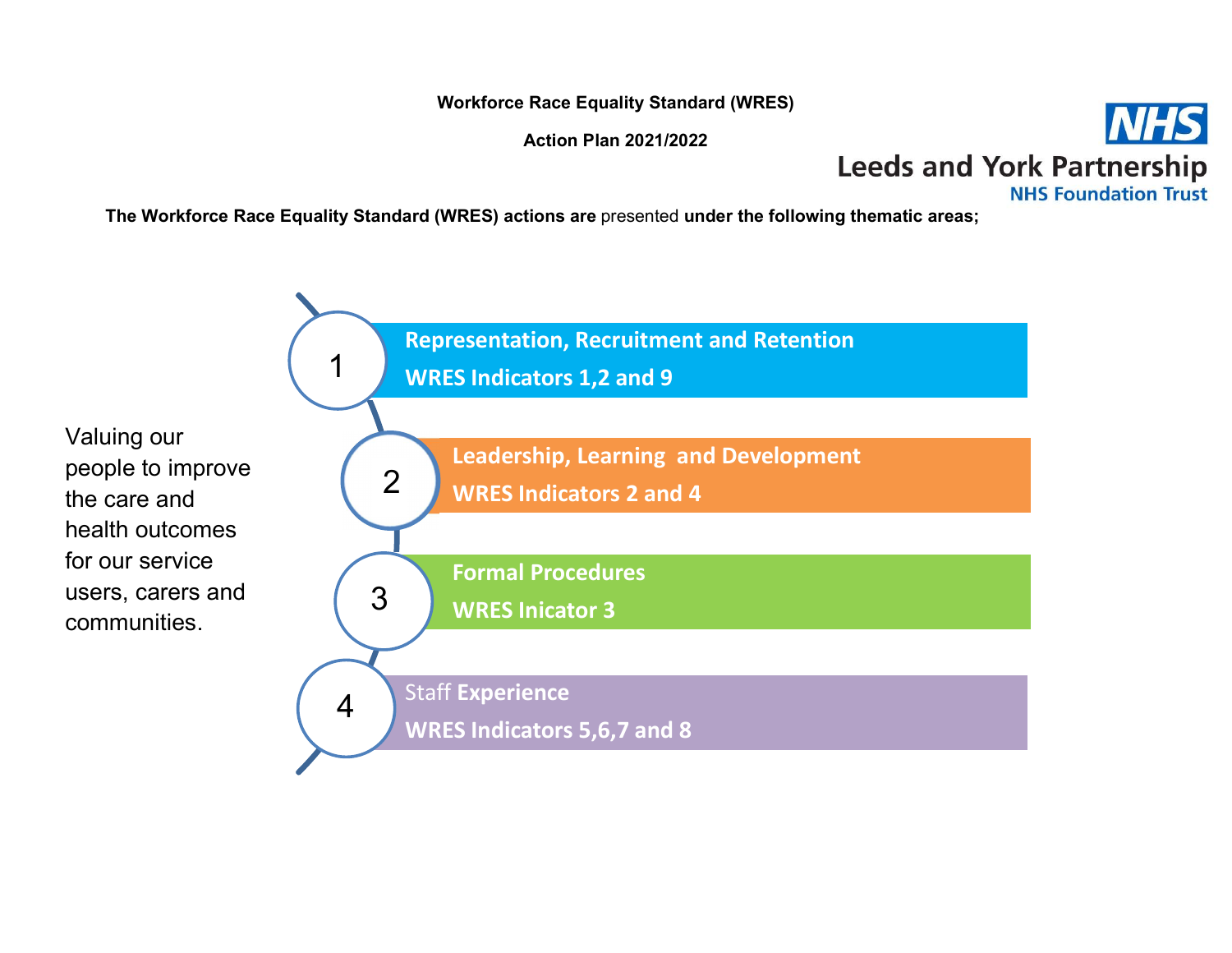**Workforce Race Equality Standard (WRES)**

**Action Plan 2021/2022**

Leeds and York Partnership
NHS Foundation Trust

**The Workforce Race Equality Standard (WRES) actions are** presented **under the following thematic areas;**

Valuing our people to improve the care and health outcomes for our service users, carers and communities.

1. **Representation, Recruitment and Retention**
   **WRES Indicators 1,2 and 9**

2. **Leadership, Learning and Development**
   **WRES Indicators 2 and 4**

3. **Formal Procedures**
   **WRES Inicator 3**

4. Staff **Experience**
   **WRES Indicators 5,6,7 and 8**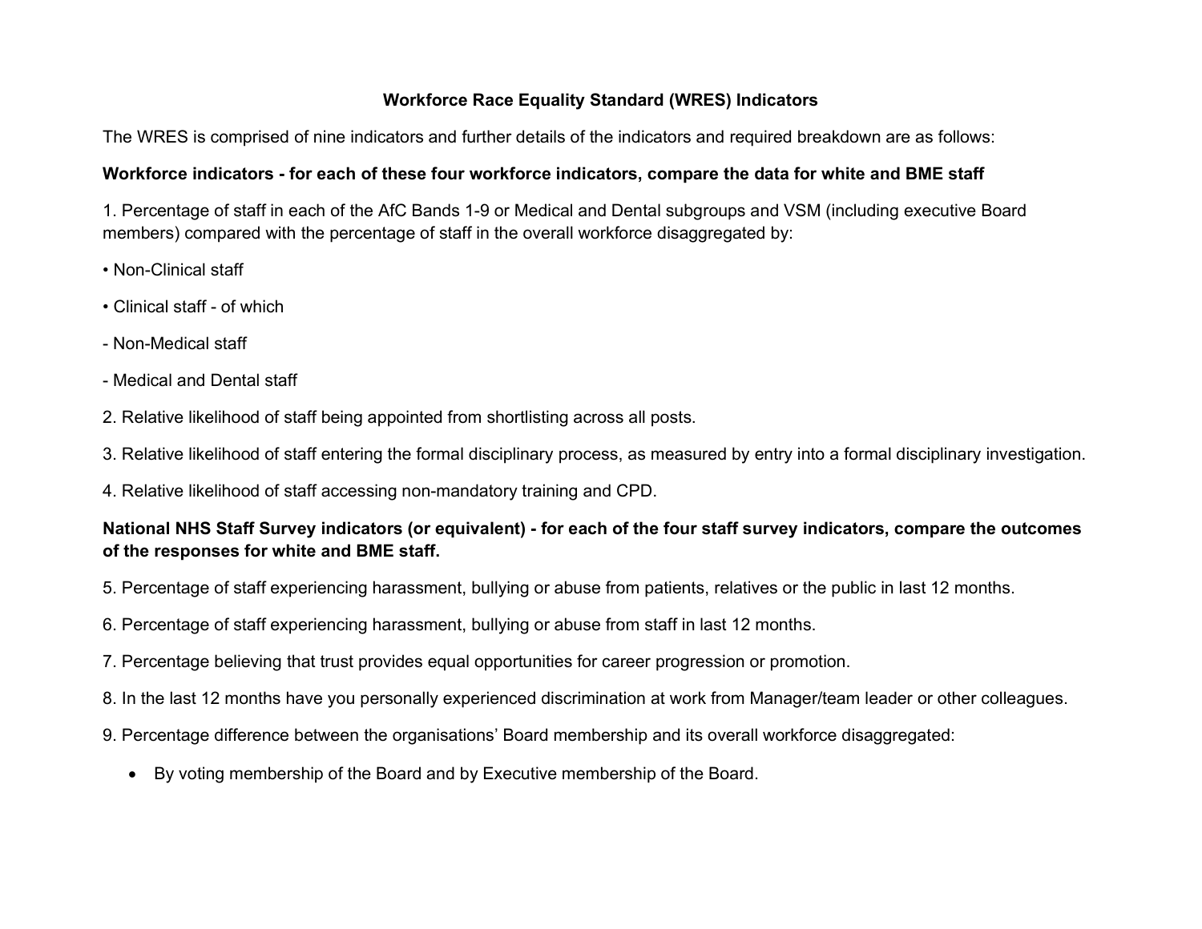## Workforce Race Equality Standard (WRES) Indicators

The WRES is comprised of nine indicators and further details of the indicators and required breakdown are as follows:

**Workforce indicators - for each of these four workforce indicators, compare the data for white and BME staff**

1. Percentage of staff in each of the AfC Bands 1-9 or Medical and Dental subgroups and VSM (including executive Board members) compared with the percentage of staff in the overall workforce disaggregated by:

• Non-Clinical staff

• Clinical staff - of which

- Non-Medical staff

- Medical and Dental staff

2. Relative likelihood of staff being appointed from shortlisting across all posts.

3. Relative likelihood of staff entering the formal disciplinary process, as measured by entry into a formal disciplinary investigation.

4. Relative likelihood of staff accessing non-mandatory training and CPD.

**National NHS Staff Survey indicators (or equivalent) - for each of the four staff survey indicators, compare the outcomes of the responses for white and BME staff.**

5. Percentage of staff experiencing harassment, bullying or abuse from patients, relatives or the public in last 12 months.

6. Percentage of staff experiencing harassment, bullying or abuse from staff in last 12 months.

7. Percentage believing that trust provides equal opportunities for career progression or promotion.

8. In the last 12 months have you personally experienced discrimination at work from Manager/team leader or other colleagues.

9. Percentage difference between the organisations' Board membership and its overall workforce disaggregated:

- By voting membership of the Board and by Executive membership of the Board.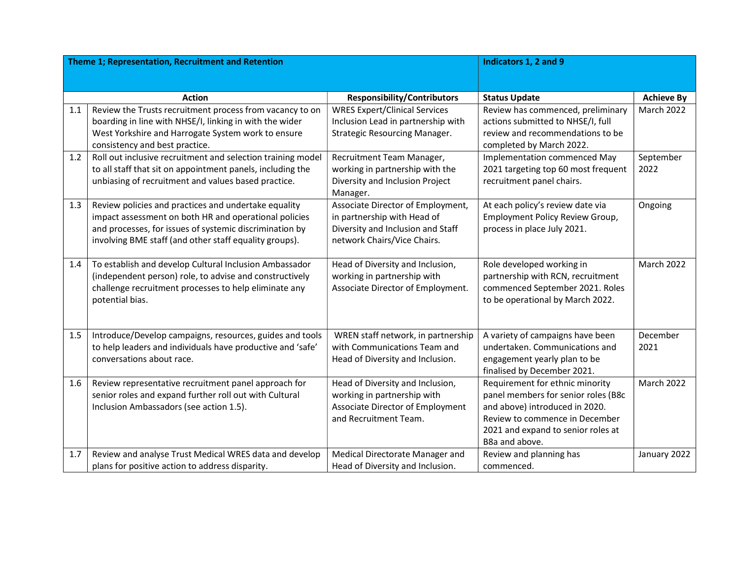| | Theme 1; Representation, Recruitment and Retention | | Indicators 1, 2 and 9 | |
|---|---|---|---|---|
| | **Action** | **Responsibility/Contributors** | **Status Update** | **Achieve By** |
| 1.1 | Review the Trusts recruitment process from vacancy to on boarding in line with NHSE/I, linking in with the wider West Yorkshire and Harrogate System work to ensure consistency and best practice. | WRES Expert/Clinical Services Inclusion Lead in partnership with Strategic Resourcing Manager. | Review has commenced, preliminary actions submitted to NHSE/I, full review and recommendations to be completed by March 2022. | March 2022 |
| 1.2 | Roll out inclusive recruitment and selection training model to all staff that sit on appointment panels, including the unbiasing of recruitment and values based practice. | Recruitment Team Manager, working in partnership with the Diversity and Inclusion Project Manager. | Implementation commenced May 2021 targeting top 60 most frequent recruitment panel chairs. | September 2022 |
| 1.3 | Review policies and practices and undertake equality impact assessment on both HR and operational policies and processes, for issues of systemic discrimination by involving BME staff (and other staff equality groups). | Associate Director of Employment, in partnership with Head of Diversity and Inclusion and Staff network Chairs/Vice Chairs. | At each policy's review date via Employment Policy Review Group, process in place July 2021. | Ongoing |
| 1.4 | To establish and develop Cultural Inclusion Ambassador (independent person) role, to advise and constructively challenge recruitment processes to help eliminate any potential bias. | Head of Diversity and Inclusion, working in partnership with Associate Director of Employment. | Role developed working in partnership with RCN, recruitment commenced September 2021. Roles to be operational by March 2022. | March 2022 |
| 1.5 | Introduce/Develop campaigns, resources, guides and tools to help leaders and individuals have productive and 'safe' conversations about race. | WREN staff network, in partnership with Communications Team and Head of Diversity and Inclusion. | A variety of campaigns have been undertaken. Communications and engagement yearly plan to be finalised by December 2021. | December 2021 |
| 1.6 | Review representative recruitment panel approach for senior roles and expand further roll out with Cultural Inclusion Ambassadors (see action 1.5). | Head of Diversity and Inclusion, working in partnership with Associate Director of Employment and Recruitment Team. | Requirement for ethnic minority panel members for senior roles (B8c and above) introduced in 2020. Review to commence in December 2021 and expand to senior roles at B8a and above. | March 2022 |
| 1.7 | Review and analyse Trust Medical WRES data and develop plans for positive action to address disparity. | Medical Directorate Manager and Head of Diversity and Inclusion. | Review and planning has commenced. | January 2022 |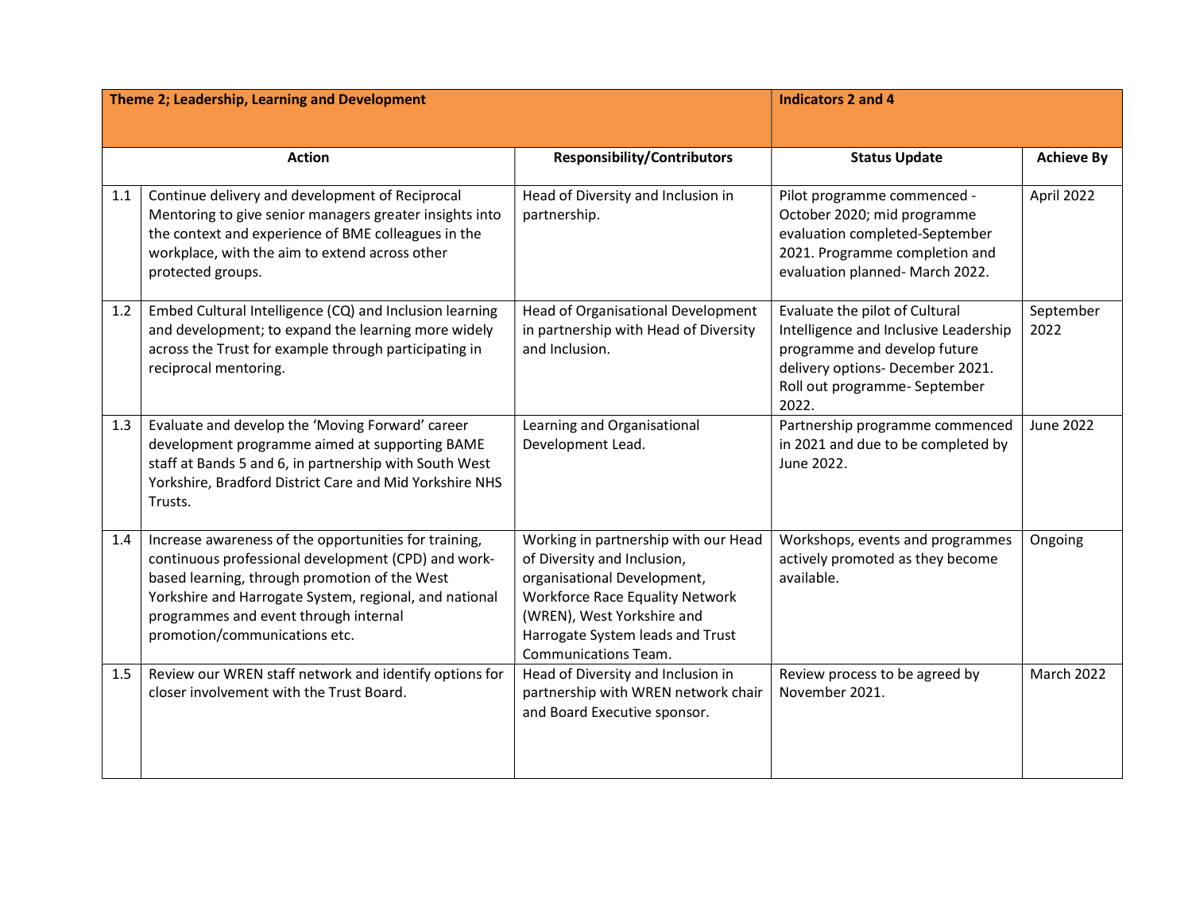| | Theme 2; Leadership, Learning and Development | | Indicators 2 and 4 | |
|---|---|---|---|---|
| | **Action** | **Responsibility/Contributors** | **Status Update** | **Achieve By** |
| 1.1 | Continue delivery and development of Reciprocal Mentoring to give senior managers greater insights into the context and experience of BME colleagues in the workplace, with the aim to extend across other protected groups. | Head of Diversity and Inclusion in partnership. | Pilot programme commenced - October 2020; mid programme evaluation completed-September 2021. Programme completion and evaluation planned- March 2022. | April 2022 |
| 1.2 | Embed Cultural Intelligence (CQ) and Inclusion learning and development; to expand the learning more widely across the Trust for example through participating in reciprocal mentoring. | Head of Organisational Development in partnership with Head of Diversity and Inclusion. | Evaluate the pilot of Cultural Intelligence and Inclusive Leadership programme and develop future delivery options- December 2021. Roll out programme- September 2022. | September 2022 |
| 1.3 | Evaluate and develop the 'Moving Forward' career development programme aimed at supporting BAME staff at Bands 5 and 6, in partnership with South West Yorkshire, Bradford District Care and Mid Yorkshire NHS Trusts. | Learning and Organisational Development Lead. | Partnership programme commenced in 2021 and due to be completed by June 2022. | June 2022 |
| 1.4 | Increase awareness of the opportunities for training, continuous professional development (CPD) and work-based learning, through promotion of the West Yorkshire and Harrogate System, regional, and national programmes and event through internal promotion/communications etc. | Working in partnership with our Head of Diversity and Inclusion, organisational Development, Workforce Race Equality Network (WREN), West Yorkshire and Harrogate System leads and Trust Communications Team. | Workshops, events and programmes actively promoted as they become available. | Ongoing |
| 1.5 | Review our WREN staff network and identify options for closer involvement with the Trust Board. | Head of Diversity and Inclusion in partnership with WREN network chair and Board Executive sponsor. | Review process to be agreed by November 2021. | March 2022 |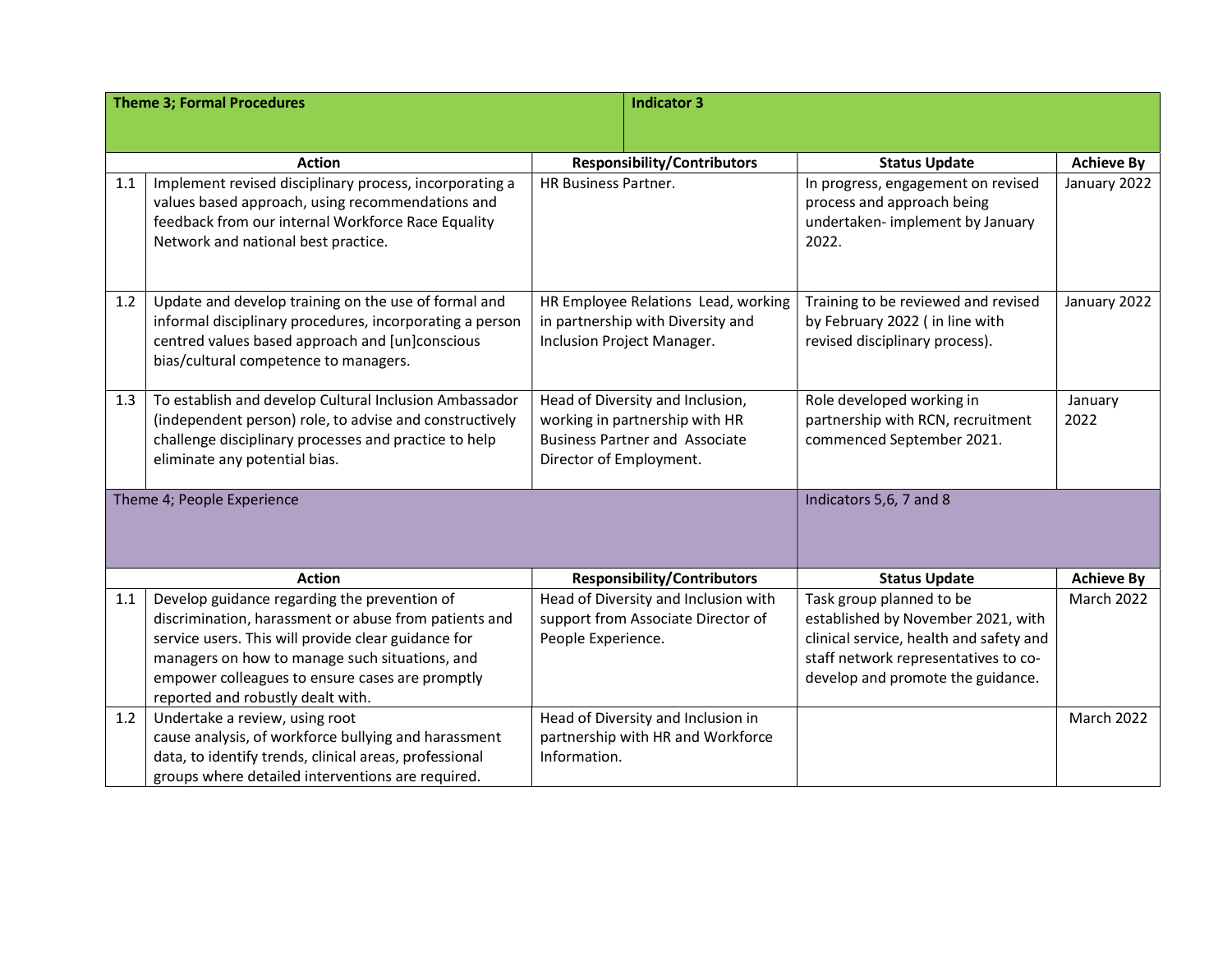| | Theme 3; Formal Procedures | Indicator 3 | | |
|---|---|---|---|---|
| | **Action** | **Responsibility/Contributors** | **Status Update** | **Achieve By** |
| 1.1 | Implement revised disciplinary process, incorporating a values based approach, using recommendations and feedback from our internal Workforce Race Equality Network and national best practice. | HR Business Partner. | In progress, engagement on revised process and approach being undertaken- implement by January 2022. | January 2022 |
| 1.2 | Update and develop training on the use of formal and informal disciplinary procedures, incorporating a person centred values based approach and [un]conscious bias/cultural competence to managers. | HR Employee Relations Lead, working in partnership with Diversity and Inclusion Project Manager. | Training to be reviewed and revised by February 2022 ( in line with revised disciplinary process). | January 2022 |
| 1.3 | To establish and develop Cultural Inclusion Ambassador (independent person) role, to advise and constructively challenge disciplinary processes and practice to help eliminate any potential bias. | Head of Diversity and Inclusion, working in partnership with HR Business Partner and Associate Director of Employment. | Role developed working in partnership with RCN, recruitment commenced September 2021. | January 2022 |

| | Theme 4; People Experience | | Indicators 5,6, 7 and 8 | |
|---|---|---|---|---|
| | **Action** | **Responsibility/Contributors** | **Status Update** | **Achieve By** |
| 1.1 | Develop guidance regarding the prevention of discrimination, harassment or abuse from patients and service users. This will provide clear guidance for managers on how to manage such situations, and empower colleagues to ensure cases are promptly reported and robustly dealt with. | Head of Diversity and Inclusion with support from Associate Director of People Experience. | Task group planned to be established by November 2021, with clinical service, health and safety and staff network representatives to co-develop and promote the guidance. | March 2022 |
| 1.2 | Undertake a review, using root cause analysis, of workforce bullying and harassment data, to identify trends, clinical areas, professional groups where detailed interventions are required. | Head of Diversity and Inclusion in partnership with HR and Workforce Information. | | March 2022 |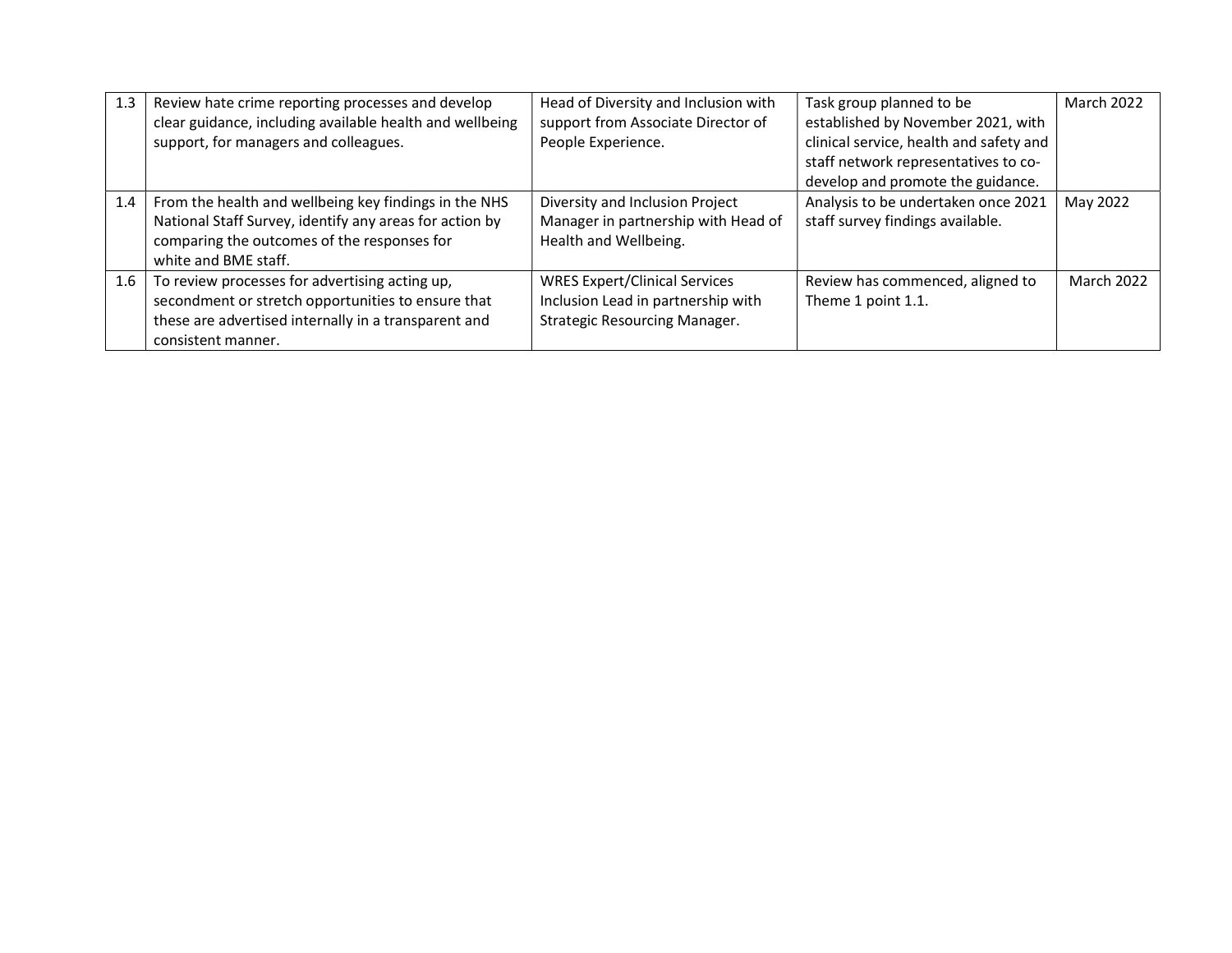| | | | | |
|---|---|---|---|---|
| 1.3 | Review hate crime reporting processes and develop clear guidance, including available health and wellbeing support, for managers and colleagues. | Head of Diversity and Inclusion with support from Associate Director of People Experience. | Task group planned to be established by November 2021, with clinical service, health and safety and staff network representatives to co-develop and promote the guidance. | March 2022 |
| 1.4 | From the health and wellbeing key findings in the NHS National Staff Survey, identify any areas for action by comparing the outcomes of the responses for white and BME staff. | Diversity and Inclusion Project Manager in partnership with Head of Health and Wellbeing. | Analysis to be undertaken once 2021 staff survey findings available. | May 2022 |
| 1.6 | To review processes for advertising acting up, secondment or stretch opportunities to ensure that these are advertised internally in a transparent and consistent manner. | WRES Expert/Clinical Services Inclusion Lead in partnership with Strategic Resourcing Manager. | Review has commenced, aligned to Theme 1 point 1.1. | March 2022 |